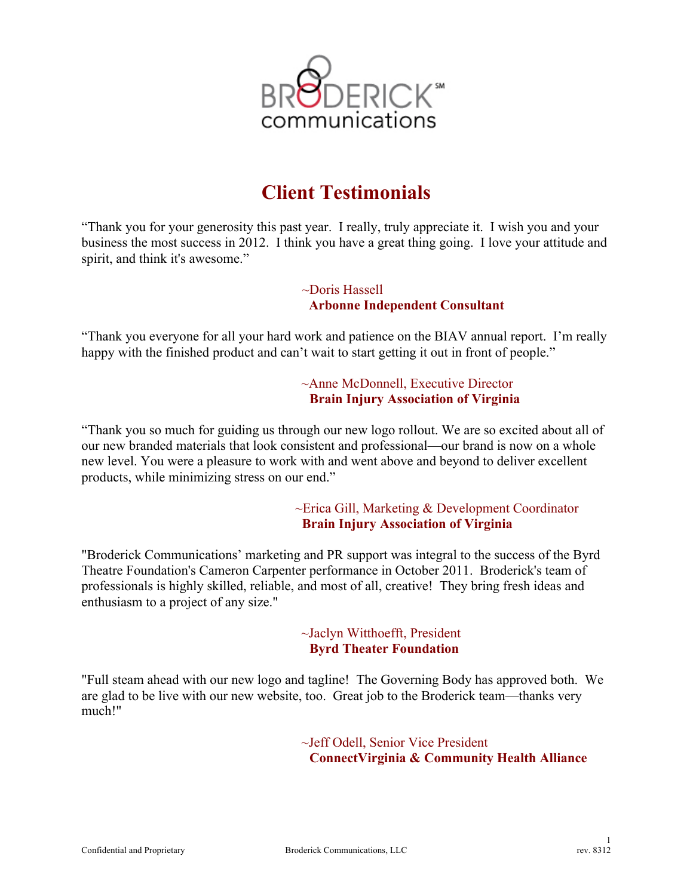BRODERICK℠
communications

# Client Testimonials

"Thank you for your generosity this past year. I really, truly appreciate it. I wish you and your business the most success in 2012. I think you have a great thing going. I love your attitude and spirit, and think it's awesome."

~Doris Hassell
**Arbonne Independent Consultant**

"Thank you everyone for all your hard work and patience on the BIAV annual report. I'm really happy with the finished product and can't wait to start getting it out in front of people."

~Anne McDonnell, Executive Director
**Brain Injury Association of Virginia**

"Thank you so much for guiding us through our new logo rollout. We are so excited about all of our new branded materials that look consistent and professional—our brand is now on a whole new level. You were a pleasure to work with and went above and beyond to deliver excellent products, while minimizing stress on our end."

~Erica Gill, Marketing & Development Coordinator
**Brain Injury Association of Virginia**

"Broderick Communications' marketing and PR support was integral to the success of the Byrd Theatre Foundation's Cameron Carpenter performance in October 2011. Broderick's team of professionals is highly skilled, reliable, and most of all, creative! They bring fresh ideas and enthusiasm to a project of any size."

~Jaclyn Witthoefft, President
**Byrd Theater Foundation**

"Full steam ahead with our new logo and tagline! The Governing Body has approved both. We are glad to be live with our new website, too. Great job to the Broderick team—thanks very much!"

~Jeff Odell, Senior Vice President
**ConnectVirginia & Community Health Alliance**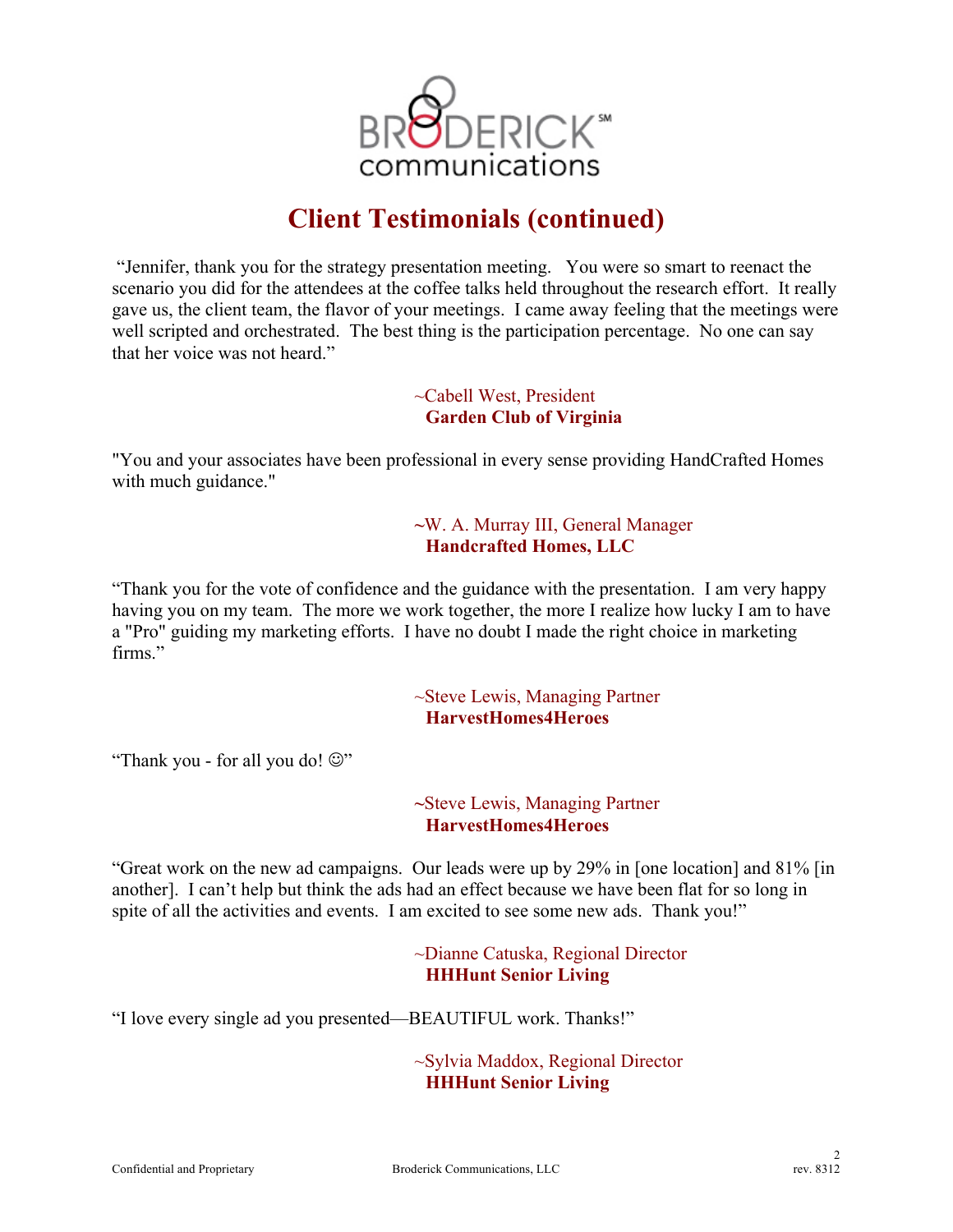# Client Testimonials (continued)

"Jennifer, thank you for the strategy presentation meeting. You were so smart to reenact the scenario you did for the attendees at the coffee talks held throughout the research effort. It really gave us, the client team, the flavor of your meetings. I came away feeling that the meetings were well scripted and orchestrated. The best thing is the participation percentage. No one can say that her voice was not heard."

~Cabell West, President
**Garden Club of Virginia**

"You and your associates have been professional in every sense providing HandCrafted Homes with much guidance."

~W. A. Murray III, General Manager
**Handcrafted Homes, LLC**

"Thank you for the vote of confidence and the guidance with the presentation. I am very happy having you on my team. The more we work together, the more I realize how lucky I am to have a "Pro" guiding my marketing efforts. I have no doubt I made the right choice in marketing firms."

~Steve Lewis, Managing Partner
**HarvestHomes4Heroes**

"Thank you - for all you do! ☺"

~Steve Lewis, Managing Partner
**HarvestHomes4Heroes**

"Great work on the new ad campaigns. Our leads were up by 29% in [one location] and 81% [in another]. I can't help but think the ads had an effect because we have been flat for so long in spite of all the activities and events. I am excited to see some new ads. Thank you!"

~Dianne Catuska, Regional Director
**HHHunt Senior Living**

"I love every single ad you presented—BEAUTIFUL work. Thanks!"

~Sylvia Maddox, Regional Director
**HHHunt Senior Living**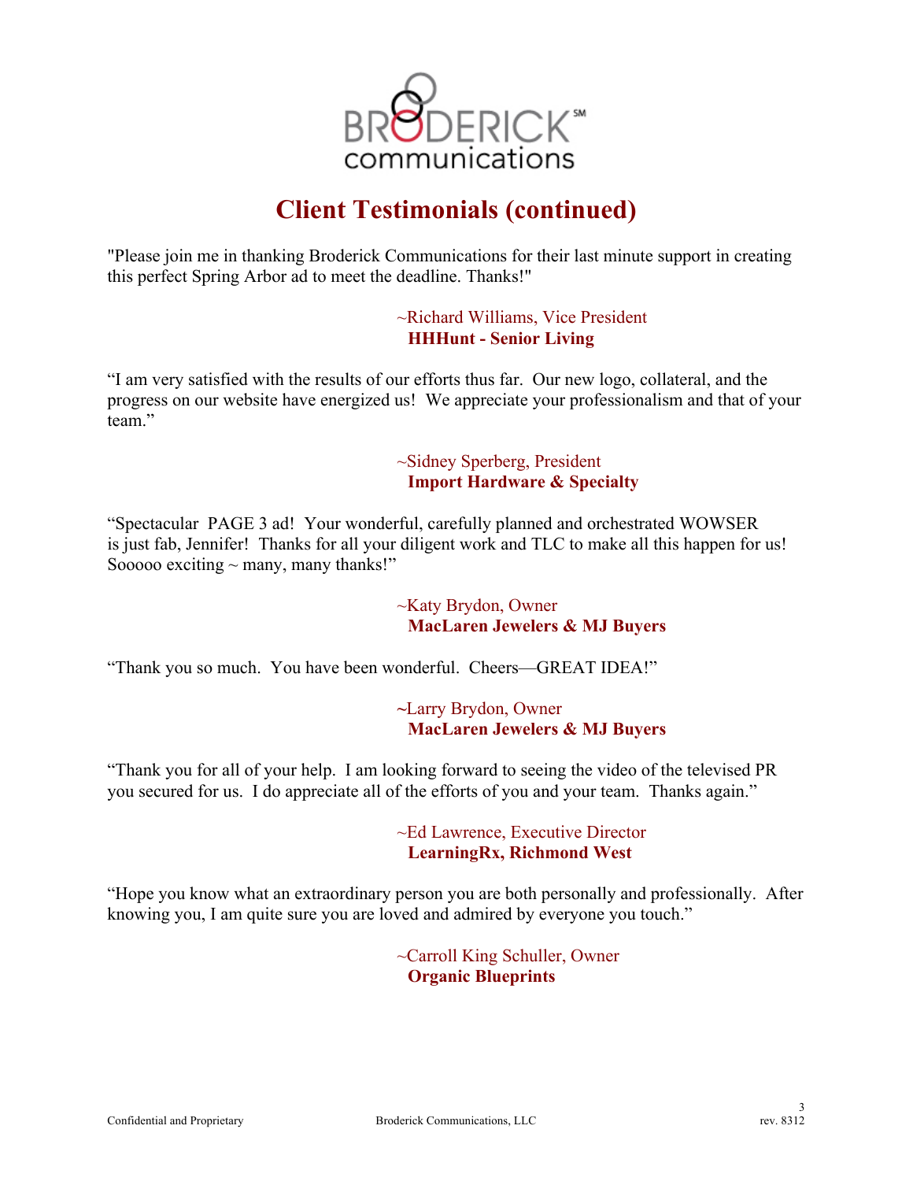BRODERICK℠
communications

# Client Testimonials (continued)

"Please join me in thanking Broderick Communications for their last minute support in creating this perfect Spring Arbor ad to meet the deadline. Thanks!"

~Richard Williams, Vice President
**HHHunt - Senior Living**

"I am very satisfied with the results of our efforts thus far. Our new logo, collateral, and the progress on our website have energized us! We appreciate your professionalism and that of your team."

~Sidney Sperberg, President
**Import Hardware & Specialty**

"Spectacular PAGE 3 ad! Your wonderful, carefully planned and orchestrated WOWSER is just fab, Jennifer! Thanks for all your diligent work and TLC to make all this happen for us! Sooooo exciting ~ many, many thanks!"

~Katy Brydon, Owner
**MacLaren Jewelers & MJ Buyers**

"Thank you so much. You have been wonderful. Cheers—GREAT IDEA!"

~Larry Brydon, Owner
**MacLaren Jewelers & MJ Buyers**

"Thank you for all of your help. I am looking forward to seeing the video of the televised PR you secured for us. I do appreciate all of the efforts of you and your team. Thanks again."

~Ed Lawrence, Executive Director
**LearningRx, Richmond West**

"Hope you know what an extraordinary person you are both personally and professionally. After knowing you, I am quite sure you are loved and admired by everyone you touch."

~Carroll King Schuller, Owner
**Organic Blueprints**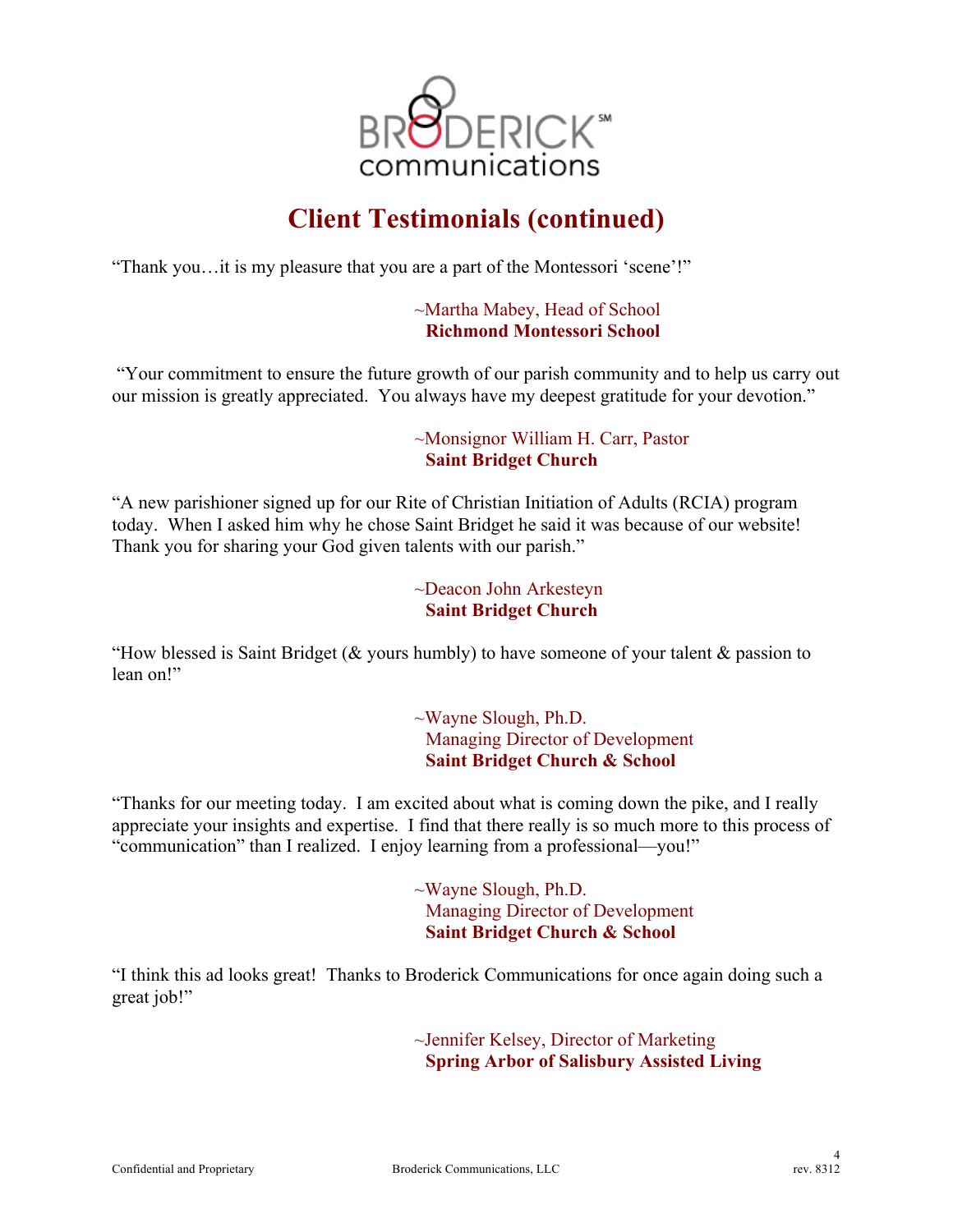BRODERICK℠
communications

# Client Testimonials (continued)

"Thank you…it is my pleasure that you are a part of the Montessori 'scene'!"

~Martha Mabey, Head of School
**Richmond Montessori School**

"Your commitment to ensure the future growth of our parish community and to help us carry out our mission is greatly appreciated. You always have my deepest gratitude for your devotion."

~Monsignor William H. Carr, Pastor
**Saint Bridget Church**

"A new parishioner signed up for our Rite of Christian Initiation of Adults (RCIA) program today. When I asked him why he chose Saint Bridget he said it was because of our website! Thank you for sharing your God given talents with our parish."

~Deacon John Arkesteyn
**Saint Bridget Church**

"How blessed is Saint Bridget (& yours humbly) to have someone of your talent & passion to lean on!"

~Wayne Slough, Ph.D.
Managing Director of Development
**Saint Bridget Church & School**

"Thanks for our meeting today. I am excited about what is coming down the pike, and I really appreciate your insights and expertise. I find that there really is so much more to this process of "communication" than I realized. I enjoy learning from a professional—you!"

~Wayne Slough, Ph.D.
Managing Director of Development
**Saint Bridget Church & School**

"I think this ad looks great! Thanks to Broderick Communications for once again doing such a great job!"

~Jennifer Kelsey, Director of Marketing
**Spring Arbor of Salisbury Assisted Living**

Confidential and Proprietary — Broderick Communications, LLC — rev. 8312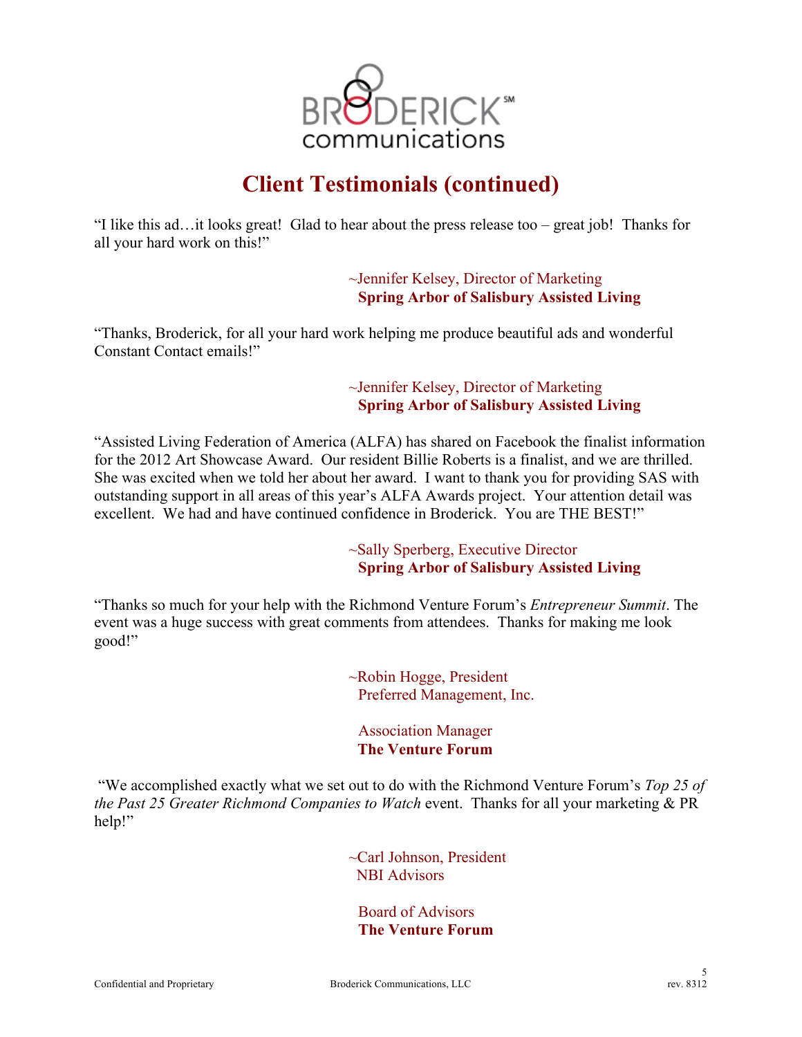BRODERICK℠
communications

# Client Testimonials (continued)

"I like this ad…it looks great! Glad to hear about the press release too – great job! Thanks for all your hard work on this!"

~Jennifer Kelsey, Director of Marketing
**Spring Arbor of Salisbury Assisted Living**

"Thanks, Broderick, for all your hard work helping me produce beautiful ads and wonderful Constant Contact emails!"

~Jennifer Kelsey, Director of Marketing
**Spring Arbor of Salisbury Assisted Living**

"Assisted Living Federation of America (ALFA) has shared on Facebook the finalist information for the 2012 Art Showcase Award. Our resident Billie Roberts is a finalist, and we are thrilled. She was excited when we told her about her award. I want to thank you for providing SAS with outstanding support in all areas of this year's ALFA Awards project. Your attention detail was excellent. We had and have continued confidence in Broderick. You are THE BEST!"

~Sally Sperberg, Executive Director
**Spring Arbor of Salisbury Assisted Living**

"Thanks so much for your help with the Richmond Venture Forum's *Entrepreneur Summit*. The event was a huge success with great comments from attendees. Thanks for making me look good!"

~Robin Hogge, President
Preferred Management, Inc.

Association Manager
**The Venture Forum**

"We accomplished exactly what we set out to do with the Richmond Venture Forum's *Top 25 of the Past 25 Greater Richmond Companies to Watch* event. Thanks for all your marketing & PR help!"

~Carl Johnson, President
NBI Advisors

Board of Advisors
**The Venture Forum**

Confidential and Proprietary    Broderick Communications, LLC    rev. 8312